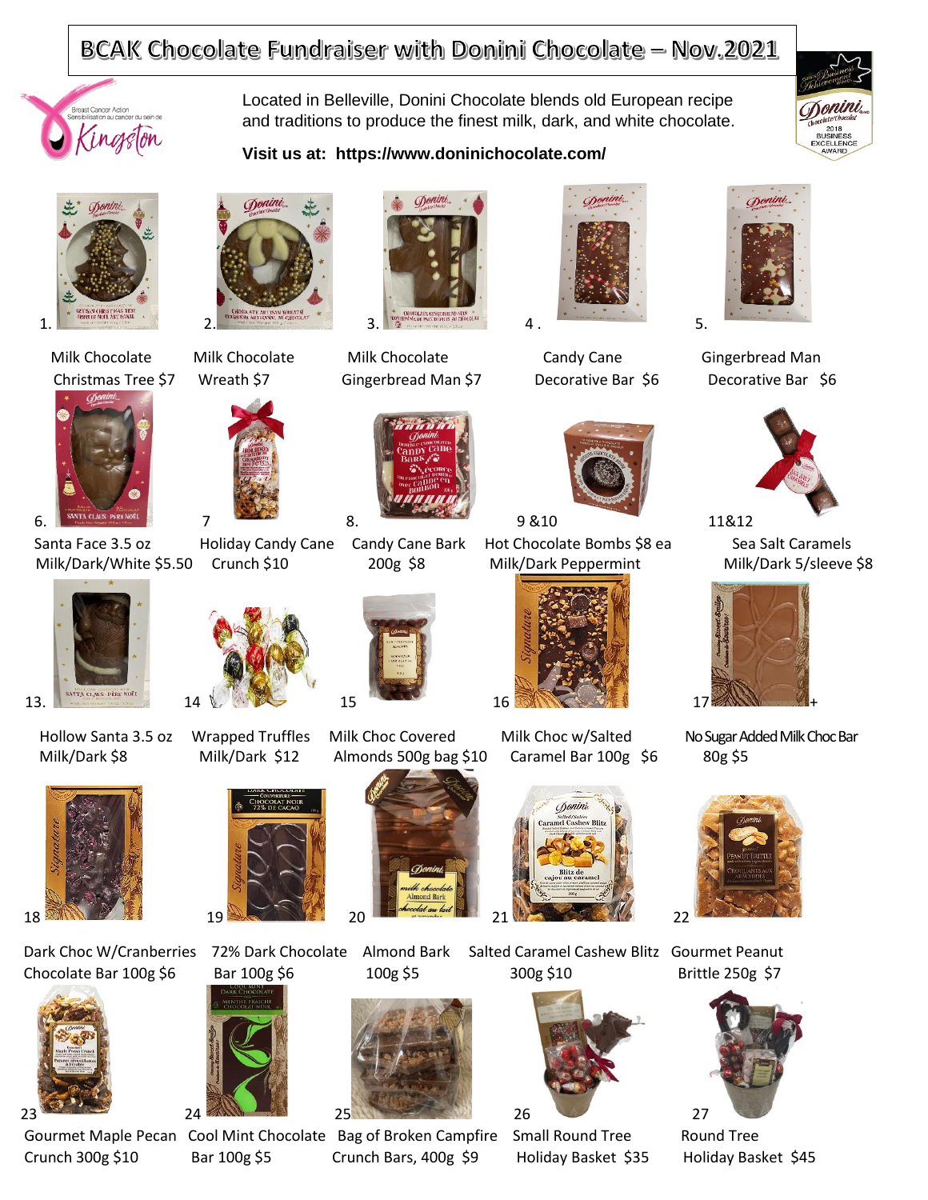# BCAK Chocolate Fundraiser with Donini Chocolate – Nov.2021

Located in Belleville, Donini Chocolate blends old European recipe and traditions to produce the finest milk, dark, and white chocolate.

**Visit us at: https://www.doninichocolate.com/**

1. Milk Chocolate Christmas Tree $7
2. Milk Chocolate Wreath $7
3. Milk Chocolate Gingerbread Man $7
4. Candy Cane Decorative Bar $6
5. Gingerbread Man Decorative Bar $6
6. Santa Face 3.5 oz Milk/Dark/White $5.50
7. Holiday Candy Cane Crunch $10
8. Candy Cane Bark 200g $8

9 & 10. Hot Chocolate Bombs $8 ea Milk/Dark Peppermint

11 & 12. Sea Salt Caramels Milk/Dark 5/sleeve $8

13. Hollow Santa 3.5 oz Milk/Dark $8
14. Wrapped Truffles Milk/Dark $12
15. Milk Choc Covered Almonds 500g bag $10
16. Milk Choc w/Salted Caramel Bar 100g $6
17. No Sugar Added Milk Choc Bar 80g $5
18. Dark Choc W/Cranberries Chocolate Bar 100g $6
19. 72% Dark Chocolate Bar 100g $6
20. Almond Bark 100g $5
21. Salted Caramel Cashew Blitz 300g $10
22. Gourmet Peanut Brittle 250g $7
23. Gourmet Maple Pecan Crunch 300g $10
24. Cool Mint Chocolate Bar 100g $5
25. Bag of Broken Campfire Crunch Bars, 400g $9
26. Small Round Tree Holiday Basket $35
27. Round Tree Holiday Basket $45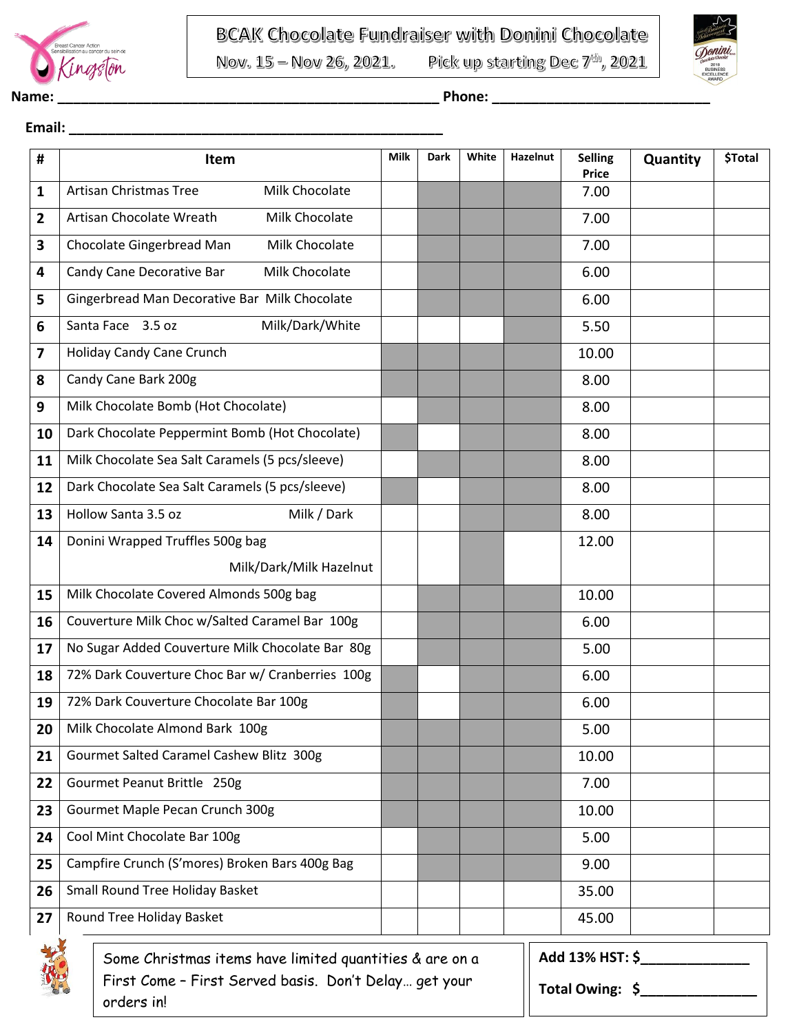# BCAK Chocolate Fundraiser with Donini Chocolate

Nov. 15 – Nov 26, 2021. Pick up starting Dec 7th, 2021

**Name:** ______________________________ **Phone:** ______________________

**Email:** ______________________________

| # | Item | Milk | Dark | White | Hazelnut | Selling Price | Quantity | $Total |
|---|---|---|---|---|---|---|---|---|
| 1 | Artisan Christmas Tree Milk Chocolate | | | | | 7.00 | | |
| 2 | Artisan Chocolate Wreath Milk Chocolate | | | | | 7.00 | | |
| 3 | Chocolate Gingerbread Man Milk Chocolate | | | | | 7.00 | | |
| 4 | Candy Cane Decorative Bar Milk Chocolate | | | | | 6.00 | | |
| 5 | Gingerbread Man Decorative Bar Milk Chocolate | | | | | 6.00 | | |
| 6 | Santa Face 3.5 oz Milk/Dark/White | | | | | 5.50 | | |
| 7 | Holiday Candy Cane Crunch | | | | | 10.00 | | |
| 8 | Candy Cane Bark 200g | | | | | 8.00 | | |
| 9 | Milk Chocolate Bomb (Hot Chocolate) | | | | | 8.00 | | |
| 10 | Dark Chocolate Peppermint Bomb (Hot Chocolate) | | | | | 8.00 | | |
| 11 | Milk Chocolate Sea Salt Caramels (5 pcs/sleeve) | | | | | 8.00 | | |
| 12 | Dark Chocolate Sea Salt Caramels (5 pcs/sleeve) | | | | | 8.00 | | |
| 13 | Hollow Santa 3.5 oz Milk / Dark | | | | | 8.00 | | |
| 14 | Donini Wrapped Truffles 500g bag Milk/Dark/Milk Hazelnut | | | | | 12.00 | | |
| 15 | Milk Chocolate Covered Almonds 500g bag | | | | | 10.00 | | |
| 16 | Couverture Milk Choc w/Salted Caramel Bar 100g | | | | | 6.00 | | |
| 17 | No Sugar Added Couverture Milk Chocolate Bar 80g | | | | | 5.00 | | |
| 18 | 72% Dark Couverture Choc Bar w/ Cranberries 100g | | | | | 6.00 | | |
| 19 | 72% Dark Couverture Chocolate Bar 100g | | | | | 6.00 | | |
| 20 | Milk Chocolate Almond Bark 100g | | | | | 5.00 | | |
| 21 | Gourmet Salted Caramel Cashew Blitz 300g | | | | | 10.00 | | |
| 22 | Gourmet Peanut Brittle 250g | | | | | 7.00 | | |
| 23 | Gourmet Maple Pecan Crunch 300g | | | | | 10.00 | | |
| 24 | Cool Mint Chocolate Bar 100g | | | | | 5.00 | | |
| 25 | Campfire Crunch (S'mores) Broken Bars 400g Bag | | | | | 9.00 | | |
| 26 | Small Round Tree Holiday Basket | | | | | 35.00 | | |
| 27 | Round Tree Holiday Basket | | | | | 45.00 | | |

Some Christmas items have limited quantities & are on a First Come – First Served basis. Don't Delay… get your orders in!

**Add 13% HST: $**____________

**Total Owing: $**____________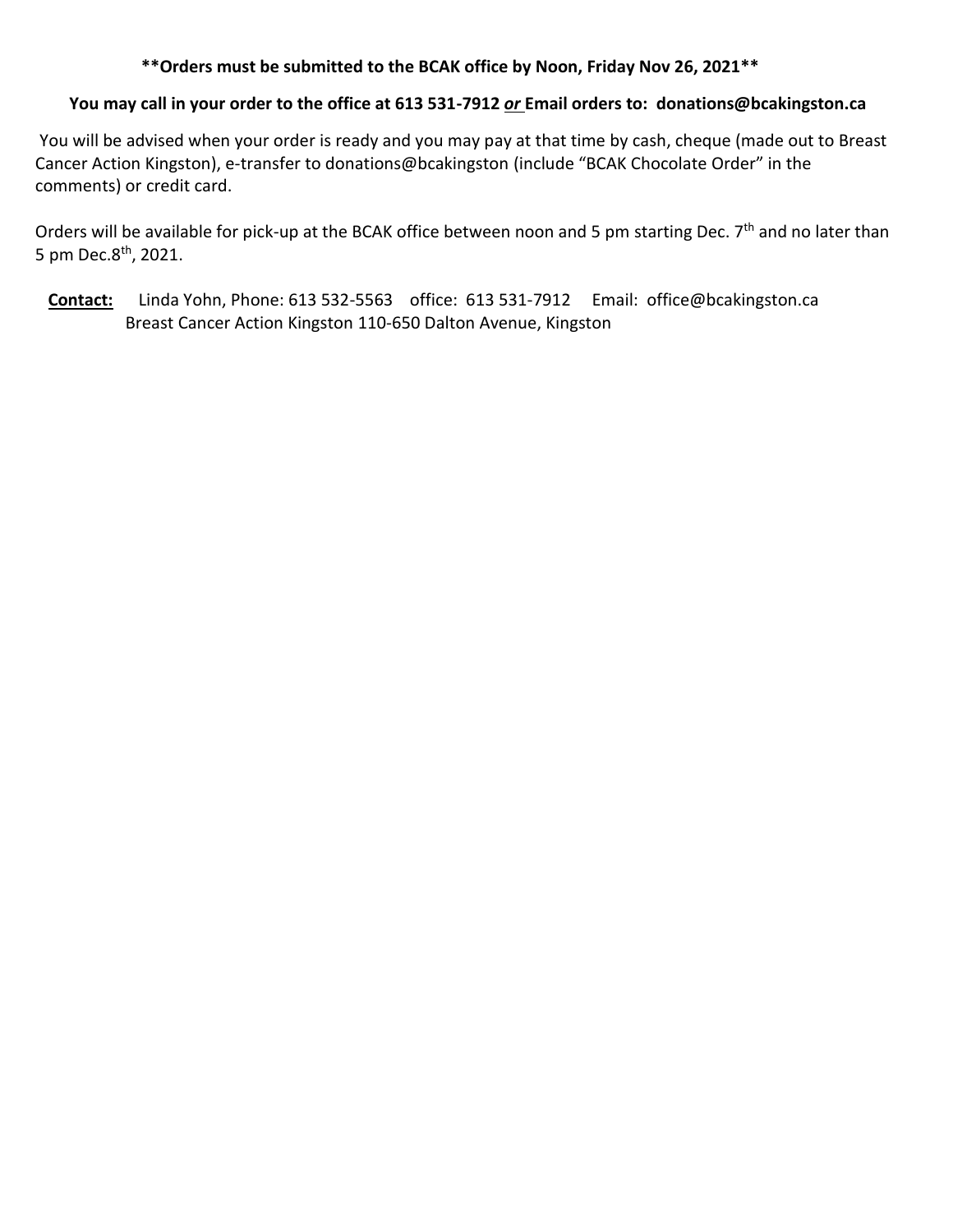**\*\*Orders must be submitted to the BCAK office by Noon, Friday Nov 26, 2021\*\***

**You may call in your order to the office at 613 531-7912 *or* Email orders to: donations@bcakingston.ca**

You will be advised when your order is ready and you may pay at that time by cash, cheque (made out to Breast Cancer Action Kingston), e-transfer to donations@bcakingston (include "BCAK Chocolate Order" in the comments) or credit card.

Orders will be available for pick-up at the BCAK office between noon and 5 pm starting Dec. 7th and no later than 5 pm Dec.8th, 2021.

**Contact:** Linda Yohn, Phone: 613 532-5563 office: 613 531-7912 Email: office@bcakingston.ca
Breast Cancer Action Kingston 110-650 Dalton Avenue, Kingston